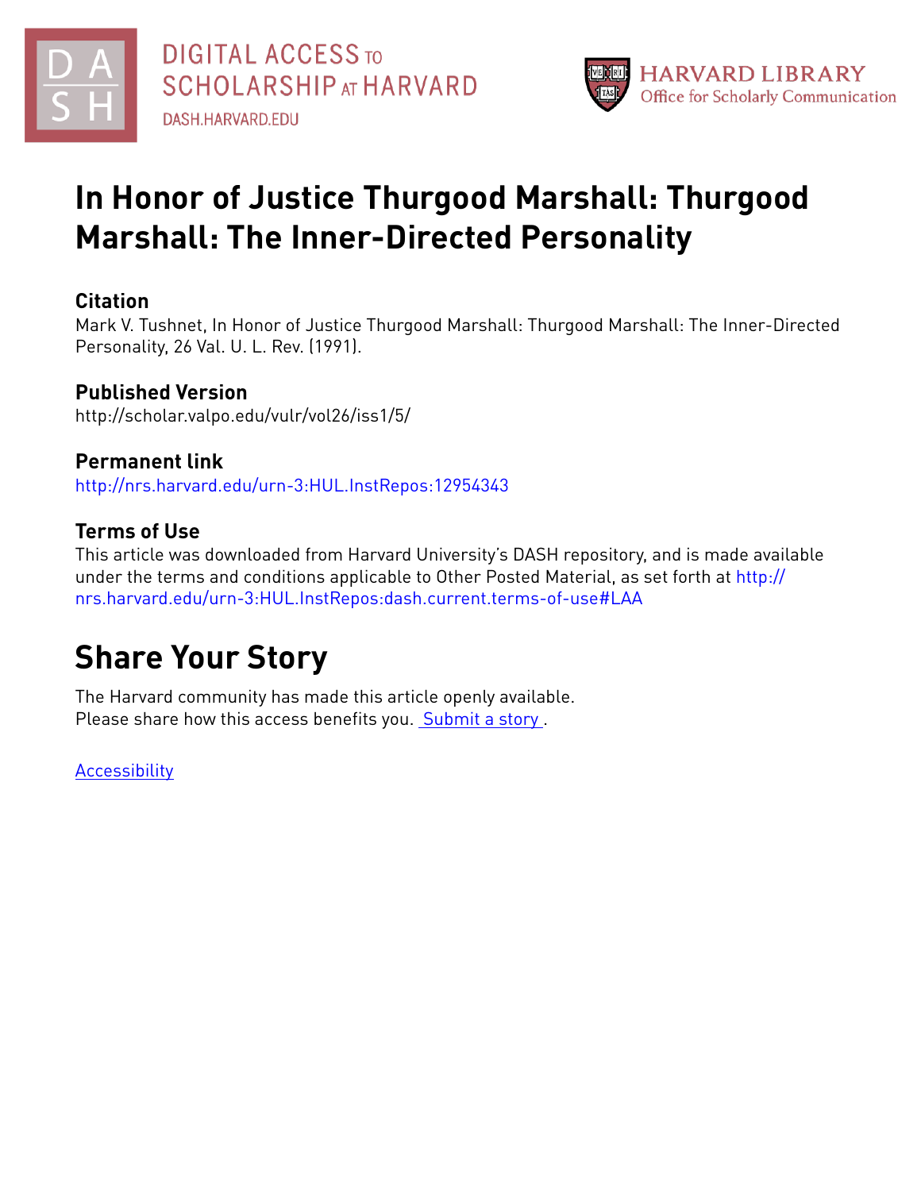# In Honor of Justice Thurgood Marshall: Thurgood Marshall: The Inner-Directed Personality

## Citation

Mark V. Tushnet, In Honor of Justice Thurgood Marshall: Thurgood Marshall: The Inner-Directed Personality, 26 Val. U. L. Rev. (1991).

## Published Version

http://scholar.valpo.edu/vulr/vol26/iss1/5/

## Permanent link

http://nrs.harvard.edu/urn-3:HUL.InstRepos:12954343

## Terms of Use

This article was downloaded from Harvard University's DASH repository, and is made available under the terms and conditions applicable to Other Posted Material, as set forth at http://nrs.harvard.edu/urn-3:HUL.InstRepos:dash.current.terms-of-use#LAA

# Share Your Story

The Harvard community has made this article openly available.
Please share how this access benefits you. Submit a story .

Accessibility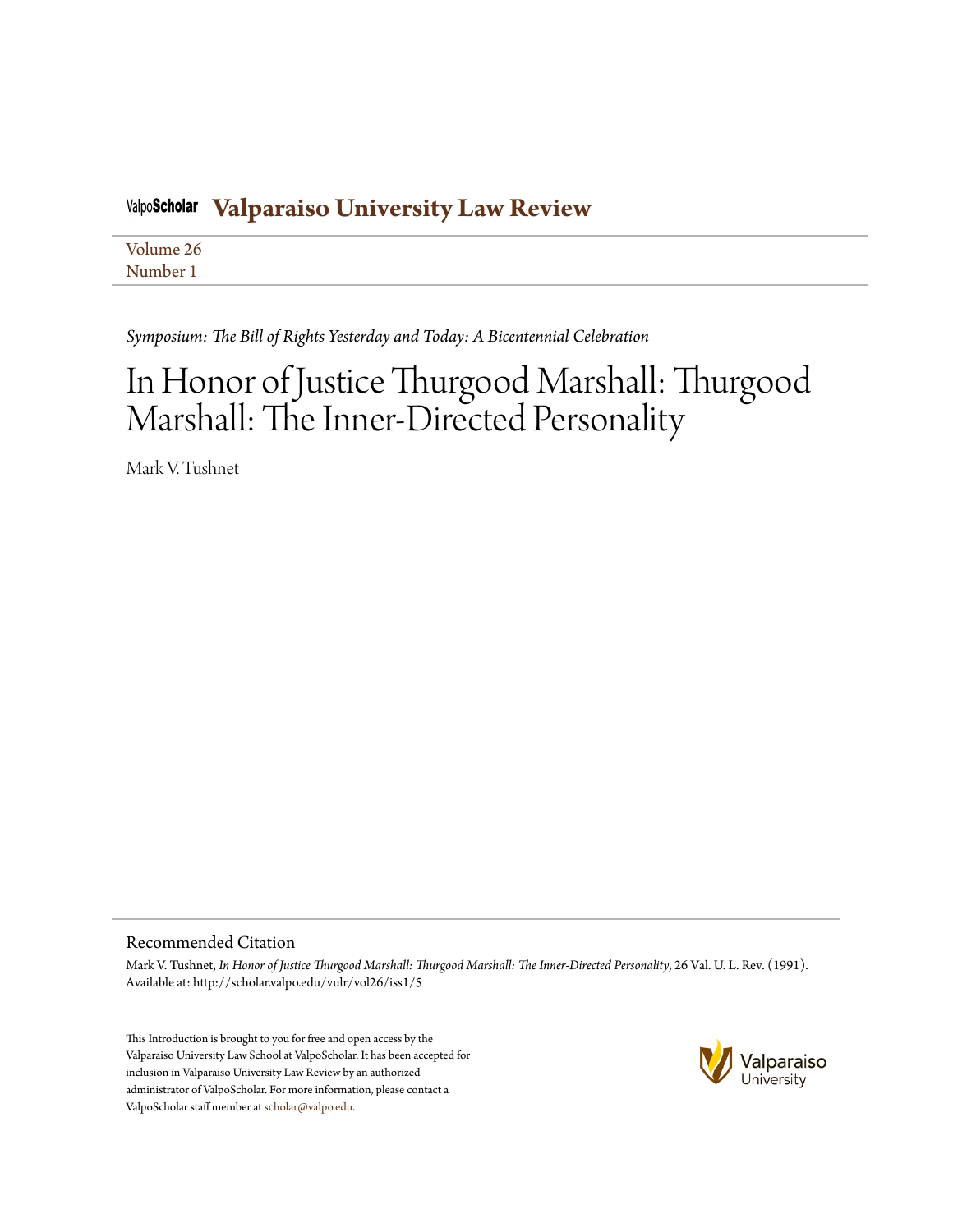ValpoScholar **Valparaiso University Law Review**

Volume 26
Number 1

*Symposium: The Bill of Rights Yesterday and Today: A Bicentennial Celebration*

# In Honor of Justice Thurgood Marshall: Thurgood Marshall: The Inner-Directed Personality

Mark V. Tushnet

## Recommended Citation

Mark V. Tushnet, *In Honor of Justice Thurgood Marshall: Thurgood Marshall: The Inner-Directed Personality*, 26 Val. U. L. Rev. (1991).
Available at: http://scholar.valpo.edu/vulr/vol26/iss1/5

This Introduction is brought to you for free and open access by the Valparaiso University Law School at ValpoScholar. It has been accepted for inclusion in Valparaiso University Law Review by an authorized administrator of ValpoScholar. For more information, please contact a ValpoScholar staff member at scholar@valpo.edu.

Valparaiso University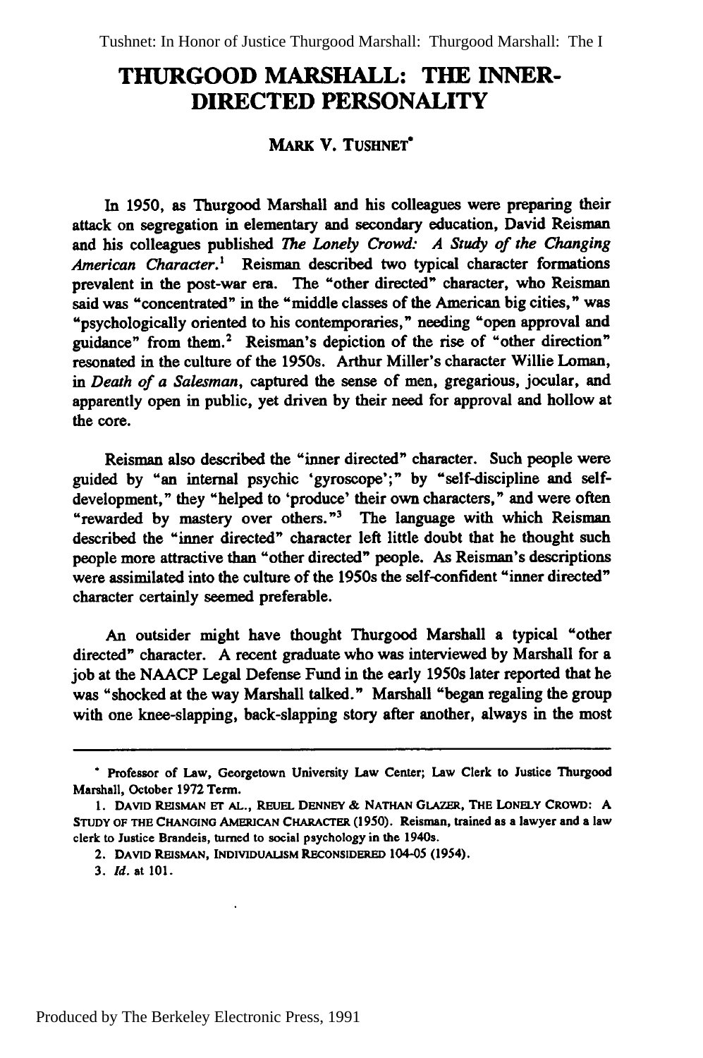# THURGOOD MARSHALL: THE INNER-DIRECTED PERSONALITY

**MARK V. TUSHNET***

In 1950, as Thurgood Marshall and his colleagues were preparing their attack on segregation in elementary and secondary education, David Reisman and his colleagues published *The Lonely Crowd: A Study of the Changing American Character*.[1] Reisman described two typical character formations prevalent in the post-war era. The "other directed" character, who Reisman said was "concentrated" in the "middle classes of the American big cities," was "psychologically oriented to his contemporaries," needing "open approval and guidance" from them.[2] Reisman's depiction of the rise of "other direction" resonated in the culture of the 1950s. Arthur Miller's character Willie Loman, in *Death of a Salesman*, captured the sense of men, gregarious, jocular, and apparently open in public, yet driven by their need for approval and hollow at the core.

Reisman also described the "inner directed" character. Such people were guided by "an internal psychic 'gyroscope';" by "self-discipline and self-development," they "helped to 'produce' their own characters," and were often "rewarded by mastery over others."[3] The language with which Reisman described the "inner directed" character left little doubt that he thought such people more attractive than "other directed" people. As Reisman's descriptions were assimilated into the culture of the 1950s the self-confident "inner directed" character certainly seemed preferable.

An outsider might have thought Thurgood Marshall a typical "other directed" character. A recent graduate who was interviewed by Marshall for a job at the NAACP Legal Defense Fund in the early 1950s later reported that he was "shocked at the way Marshall talked." Marshall "began regaling the group with one knee-slapping, back-slapping story after another, always in the most

---

\* Professor of Law, Georgetown University Law Center; Law Clerk to Justice Thurgood Marshall, October 1972 Term.

1. DAVID REISMAN ET AL., REUEL DENNEY & NATHAN GLAZER, THE LONELY CROWD: A STUDY OF THE CHANGING AMERICAN CHARACTER (1950). Reisman, trained as a lawyer and a law clerk to Justice Brandeis, turned to social psychology in the 1940s.

2. DAVID REISMAN, INDIVIDUALISM RECONSIDERED 104-05 (1954).

3. *Id.* at 101.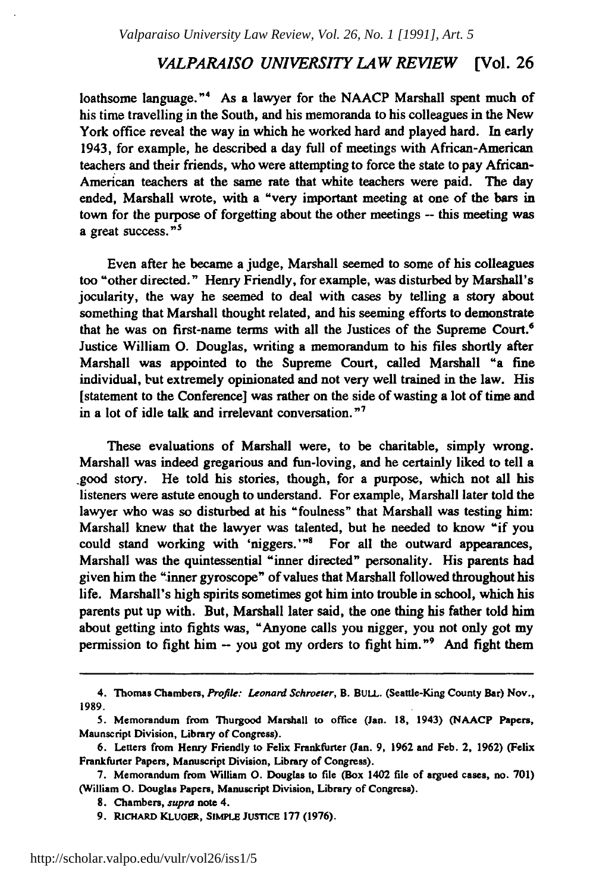loathsome language."[4] As a lawyer for the NAACP Marshall spent much of his time travelling in the South, and his memoranda to his colleagues in the New York office reveal the way in which he worked hard and played hard. In early 1943, for example, he described a day full of meetings with African-American teachers and their friends, who were attempting to force the state to pay African-American teachers at the same rate that white teachers were paid. The day ended, Marshall wrote, with a "very important meeting at one of the bars in town for the purpose of forgetting about the other meetings -- this meeting was a great success."[5]

Even after he became a judge, Marshall seemed to some of his colleagues too "other directed." Henry Friendly, for example, was disturbed by Marshall's jocularity, the way he seemed to deal with cases by telling a story about something that Marshall thought related, and his seeming efforts to demonstrate that he was on first-name terms with all the Justices of the Supreme Court.[6] Justice William O. Douglas, writing a memorandum to his files shortly after Marshall was appointed to the Supreme Court, called Marshall "a fine individual, but extremely opinionated and not very well trained in the law. His [statement to the Conference] was rather on the side of wasting a lot of time and in a lot of idle talk and irrelevant conversation."[7]

These evaluations of Marshall were, to be charitable, simply wrong. Marshall was indeed gregarious and fun-loving, and he certainly liked to tell a good story. He told his stories, though, for a purpose, which not all his listeners were astute enough to understand. For example, Marshall later told the lawyer who was so disturbed at his "foulness" that Marshall was testing him: Marshall knew that the lawyer was talented, but he needed to know "if you could stand working with 'niggers.'"[8] For all the outward appearances, Marshall was the quintessential "inner directed" personality. His parents had given him the "inner gyroscope" of values that Marshall followed throughout his life. Marshall's high spirits sometimes got him into trouble in school, which his parents put up with. But, Marshall later said, the one thing his father told him about getting into fights was, "Anyone calls you nigger, you not only got my permission to fight him -- you got my orders to fight him."[9] And fight them

---

4. Thomas Chambers, *Profile: Leonard Schroeter*, B. BULL. (Seattle-King County Bar) Nov., 1989.

5. Memorandum from Thurgood Marshall to office (Jan. 18, 1943) (NAACP Papers, Maunscript Division, Library of Congress).

6. Letters from Henry Friendly to Felix Frankfurter (Jan. 9, 1962 and Feb. 2, 1962) (Felix Frankfurter Papers, Manuscript Division, Library of Congress).

7. Memorandum from William O. Douglas to file (Box 1402 file of argued cases, no. 701) (William O. Douglas Papers, Manuscript Division, Library of Congress).

8. Chambers, *supra* note 4.

9. RICHARD KLUGER, SIMPLE JUSTICE 177 (1976).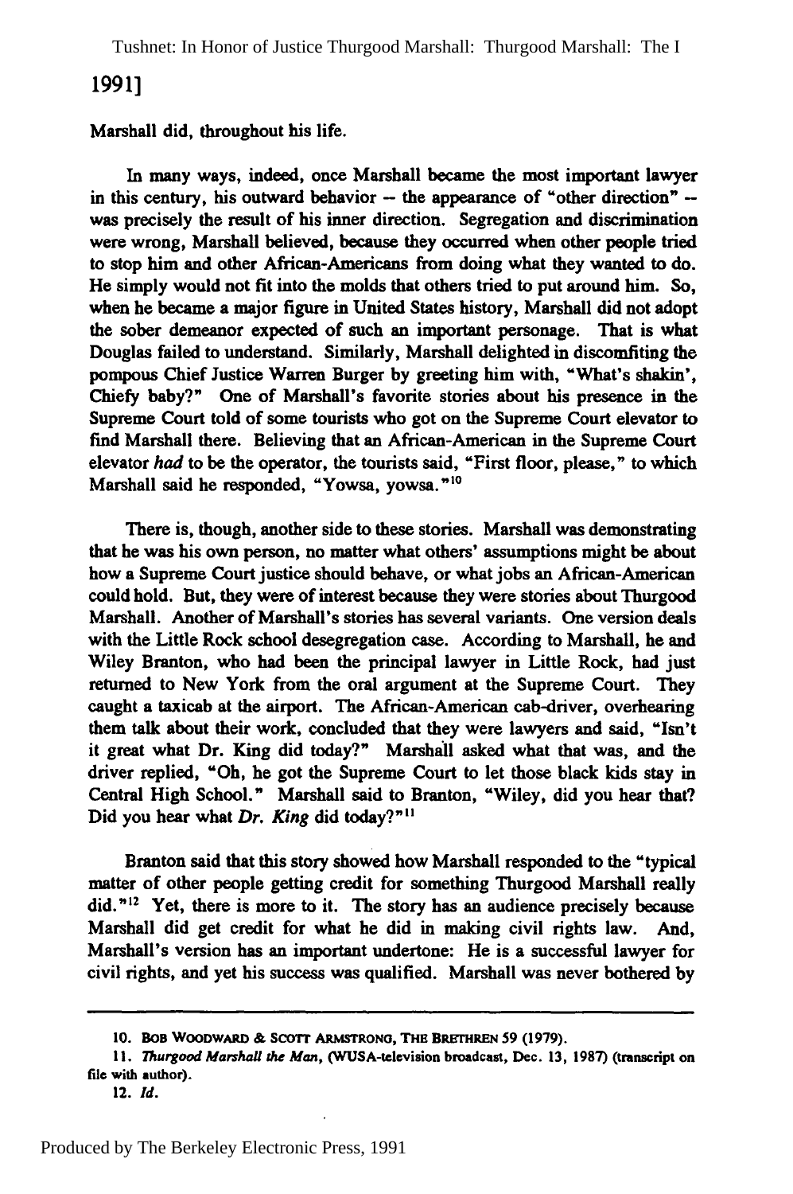Marshall did, throughout his life.

In many ways, indeed, once Marshall became the most important lawyer in this century, his outward behavior -- the appearance of "other direction" -- was precisely the result of his inner direction. Segregation and discrimination were wrong, Marshall believed, because they occurred when other people tried to stop him and other African-Americans from doing what they wanted to do. He simply would not fit into the molds that others tried to put around him. So, when he became a major figure in United States history, Marshall did not adopt the sober demeanor expected of such an important personage. That is what Douglas failed to understand. Similarly, Marshall delighted in discomfiting the pompous Chief Justice Warren Burger by greeting him with, "What's shakin', Chiefy baby?" One of Marshall's favorite stories about his presence in the Supreme Court told of some tourists who got on the Supreme Court elevator to find Marshall there. Believing that an African-American in the Supreme Court elevator *had* to be the operator, the tourists said, "First floor, please," to which Marshall said he responded, "Yowsa, yowsa."[10]

There is, though, another side to these stories. Marshall was demonstrating that he was his own person, no matter what others' assumptions might be about how a Supreme Court justice should behave, or what jobs an African-American could hold. But, they were of interest because they were stories about Thurgood Marshall. Another of Marshall's stories has several variants. One version deals with the Little Rock school desegregation case. According to Marshall, he and Wiley Branton, who had been the principal lawyer in Little Rock, had just returned to New York from the oral argument at the Supreme Court. They caught a taxicab at the airport. The African-American cab-driver, overhearing them talk about their work, concluded that they were lawyers and said, "Isn't it great what Dr. King did today?" Marshall asked what that was, and the driver replied, "Oh, he got the Supreme Court to let those black kids stay in Central High School." Marshall said to Branton, "Wiley, did you hear that? Did you hear what *Dr. King* did today?"[11]

Branton said that this story showed how Marshall responded to the "typical matter of other people getting credit for something Thurgood Marshall really did."[12] Yet, there is more to it. The story has an audience precisely because Marshall did get credit for what he did in making civil rights law. And, Marshall's version has an important undertone: He is a successful lawyer for civil rights, and yet his success was qualified. Marshall was never bothered by

---

10. BOB WOODWARD & SCOTT ARMSTRONG, THE BRETHREN 59 (1979).

11. *Thurgood Marshall the Man*, (WUSA-television broadcast, Dec. 13, 1987) (transcript on file with author).

12. *Id.*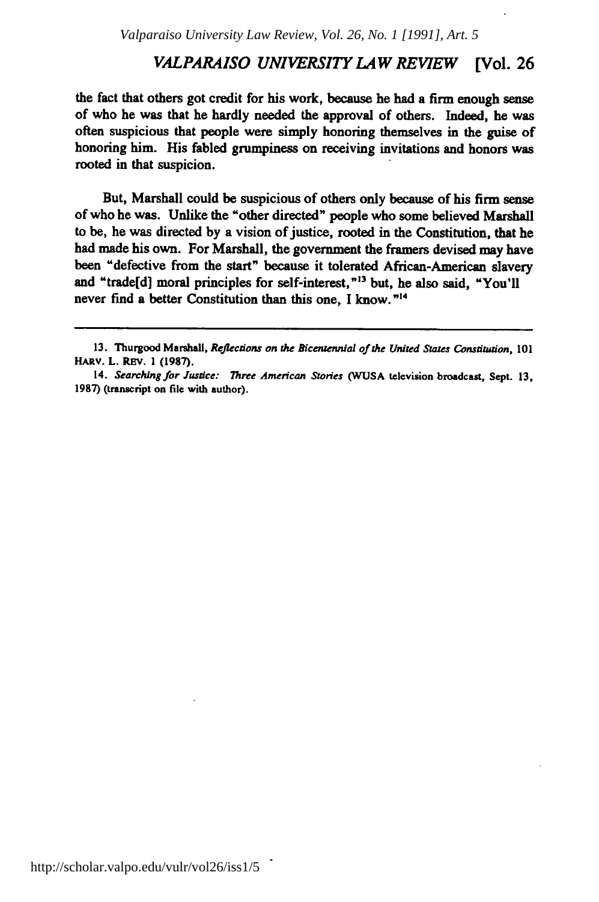the fact that others got credit for his work, because he had a firm enough sense of who he was that he hardly needed the approval of others. Indeed, he was often suspicious that people were simply honoring themselves in the guise of honoring him. His fabled grumpiness on receiving invitations and honors was rooted in that suspicion.

But, Marshall could be suspicious of others only because of his firm sense of who he was. Unlike the "other directed" people who some believed Marshall to be, he was directed by a vision of justice, rooted in the Constitution, that he had made his own. For Marshall, the government the framers devised may have been "defective from the start" because it tolerated African-American slavery and "trade[d] moral principles for self-interest,"[13] but, he also said, "You'll never find a better Constitution than this one, I know."[14]

---

13. Thurgood Marshall, *Reflections on the Bicentennial of the United States Constitution*, 101 HARV. L. REV. 1 (1987).

14. *Searching for Justice: Three American Stories* (WUSA television broadcast, Sept. 13, 1987) (transcript on file with author).